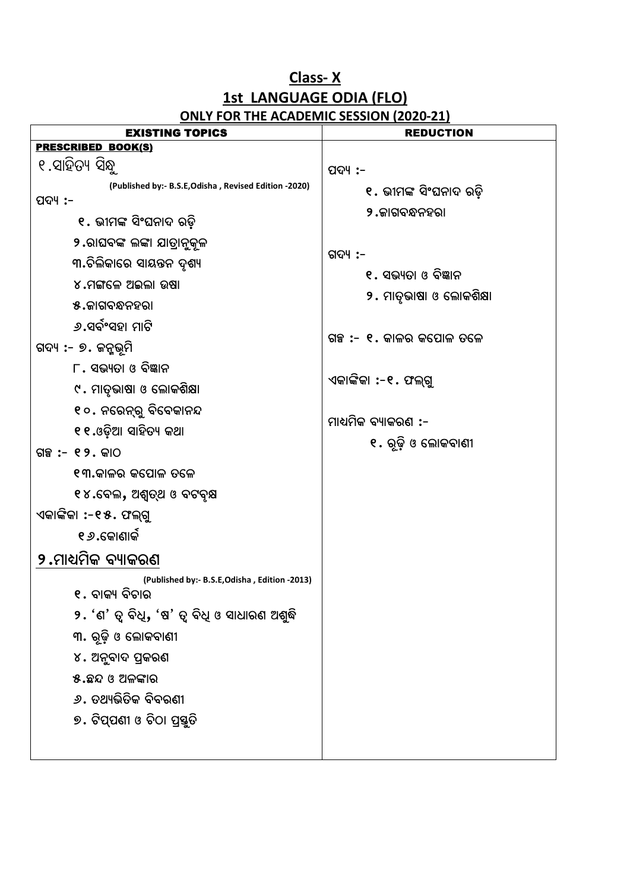# Class- X

## 1st LANGUAGE ODIA (FLO)

### ONLY FOR THE ACADEMIC SESSION (2020-21)

| EXISTING TOPICS | REDUCTION |
|---|---|
| **PRESCRIBED BOOK(S)** | |
| ୧ .ସାହିତ୍ୟ ସିନ୍ଧୁ<br>(Published by:- B.S.E,Odisha , Revised Edition -2020)<br>ପଦ୍ୟ :-<br>୧. ଭୀମଙ୍କ ସିଂଘନାଦ ରଢ଼ି<br>୨.ରାଘବଙ୍କ ଲଙ୍କା ଯାତ୍ରାନୁକୂଳ<br>୩.ଚିଲିକାରେ ସାୟନ୍ତନ ଦୃଶ୍ୟ<br>୪.ମଙ୍ଗଳେ ଅଇଲା ଉଷା<br>୫.ଜାଗବନ୍ଧନହରା<br>୬.ସର୍ବଂସହା ମାଟି<br>ଗଦ୍ୟ :- ୭. ଜନ୍ମଭୂମି<br>୮. ସଭ୍ୟତା ଓ ବିଜ୍ଞାନ<br>୯. ମାତୃଭାଷା ଓ ଲୋକଶିକ୍ଷା<br>୧୦. ନରେନ୍ଦ୍ରୁ ବିବେକାନନ୍ଦ<br>୧୧.ଓଡ଼ିଆ ସାହିତ୍ୟ କଥା<br>ଗଳ୍ପ :- ୧୨. କାଠ<br>୧୩.କାଳର କପୋଳ ତଳେ<br>୧୪.ବେଲ, ଅଶ୍ୱତ୍ଥ ଓ ବଟବୃକ୍ଷ<br>ଏକାଙ୍କିକା :-୧୫. ଫଲ୍ଗୁ<br>୧୬.କୋଣାର୍କ | ପଦ୍ୟ :-<br>୧. ଭୀମଙ୍କ ସିଂଘନାଦ ରଢ଼ି<br>୨.ଜାଗବନ୍ଧନହରା<br><br>ଗଦ୍ୟ :-<br>୧. ସଭ୍ୟତା ଓ ବିଜ୍ଞାନ<br>୨. ମାତୃଭାଷା ଓ ଲୋକଶିକ୍ଷା<br><br>ଗଳ୍ପ :- ୧. କାଳର କପୋଳ ତଳେ<br><br>ଏକାଙ୍କିକା :-୧. ଫଲ୍ଗୁ<br><br>ମାଧ୍ୟମିକ ବ୍ୟାକରଣ :-<br>୧. ରୂଢ଼ି ଓ ଲୋକବାଣୀ |
| **୨.ମାଧ୍ୟମିକ ବ୍ୟାକରଣ**<br>(Published by:- B.S.E,Odisha , Edition -2013)<br>୧. ବାକ୍ୟ ବିଚାର<br>୨. 'ଣ' ତ୍ୱ ବିଧି, 'ଷ' ତ୍ୱ ବିଧି ଓ ସାଧାରଣ ଅଶୁଦ୍ଧି<br>୩. ରୂଢ଼ି ଓ ଲୋକବାଣୀ<br>୪. ଅନୁବାଦ ପ୍ରକରଣ<br>୫.ଛନ୍ଦ ଓ ଅଳଙ୍କାର<br>୬. ତଥ୍ୟଭିତିକ ବିବରଣୀ<br>୭. ଟିପ୍ପଣୀ ଓ ଚିଠା ପ୍ରସ୍ତୁତି | |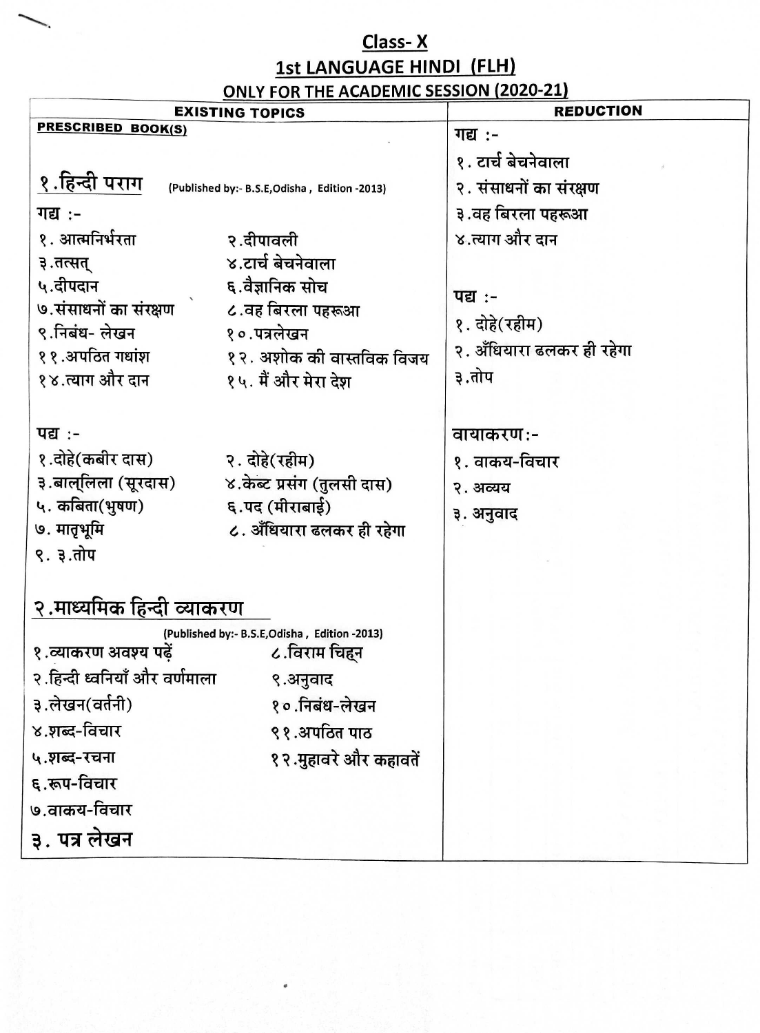# Class- X

## 1st LANGUAGE HINDI (FLH)

### ONLY FOR THE ACADEMIC SESSION (2020-21)

| EXISTING TOPICS | REDUCTION |
|---|---|
| **PRESCRIBED BOOK(S)** | गद्य :- |
| **१.हिन्दी पराग** (Published by:- B.S.E,Odisha , Edition -2013) | १. टार्च बेचनेवाला |
| गद्य :- | २. संसाधनों का संरक्षण |
| १. आत्मनिर्भरता &nbsp;&nbsp; २.दीपावली | ३.वह बिरला पहरूआ |
| ३.तत्सत् &nbsp;&nbsp; ४.टार्च बेचनेवाला | ४.त्याग और दान |
| ५.दीपदान &nbsp;&nbsp; ६.वैज्ञानिक सोच | |
| ७.संसाधनों का संरक्षण &nbsp;&nbsp; ८.वह बिरला पहरूआ | पद्य :- |
| ९.निबंध- लेखन &nbsp;&nbsp; १०.पत्रलेखन | १. दोहे(रहीम) |
| ११.अपठित गधांश &nbsp;&nbsp; १२. अशोक की वास्तविक विजय | २. अँधियारा ढलकर ही रहेगा |
| १४.त्याग और दान &nbsp;&nbsp; १५. मैं और मेरा देश | ३.तोप |
| पद्य :- | वायाकरण:- |
| १.दोहे(कबीर दास) &nbsp;&nbsp; २. दोहे(रहीम) | १. वाकय-विचार |
| ३.बाल्लिला (सूरदास) &nbsp;&nbsp; ४.केब्ट प्रसंग (तुलसी दास) | २. अव्यय |
| ५. कबिता(भुषण) &nbsp;&nbsp; ६.पद (मीराबाई) | ३. अनुवाद |
| ७. मातृभूमि &nbsp;&nbsp; ८. अँधियारा ढलकर ही रहेगा | |
| ९. ३.तोप | |
| **२.माध्यमिक हिन्दी व्याकरण** (Published by:- B.S.E,Odisha , Edition -2013) | |
| १.व्याकरण अवश्य पढ़ें &nbsp;&nbsp; ८.विराम चिह्न | |
| २.हिन्दी ध्वनियाँ और वर्णमाला &nbsp;&nbsp; ९.अनुवाद | |
| ३.लेखन(वर्तनी) &nbsp;&nbsp; १०.निबंध-लेखन | |
| ४.शब्द-विचार &nbsp;&nbsp; ११.अपठित पाठ | |
| ५.शब्द-रचना &nbsp;&nbsp; १२.मुहावरे और कहावतें | |
| ६.रूप-विचार | |
| ७.वाकय-विचार | |
| **३. पत्र लेखन** | |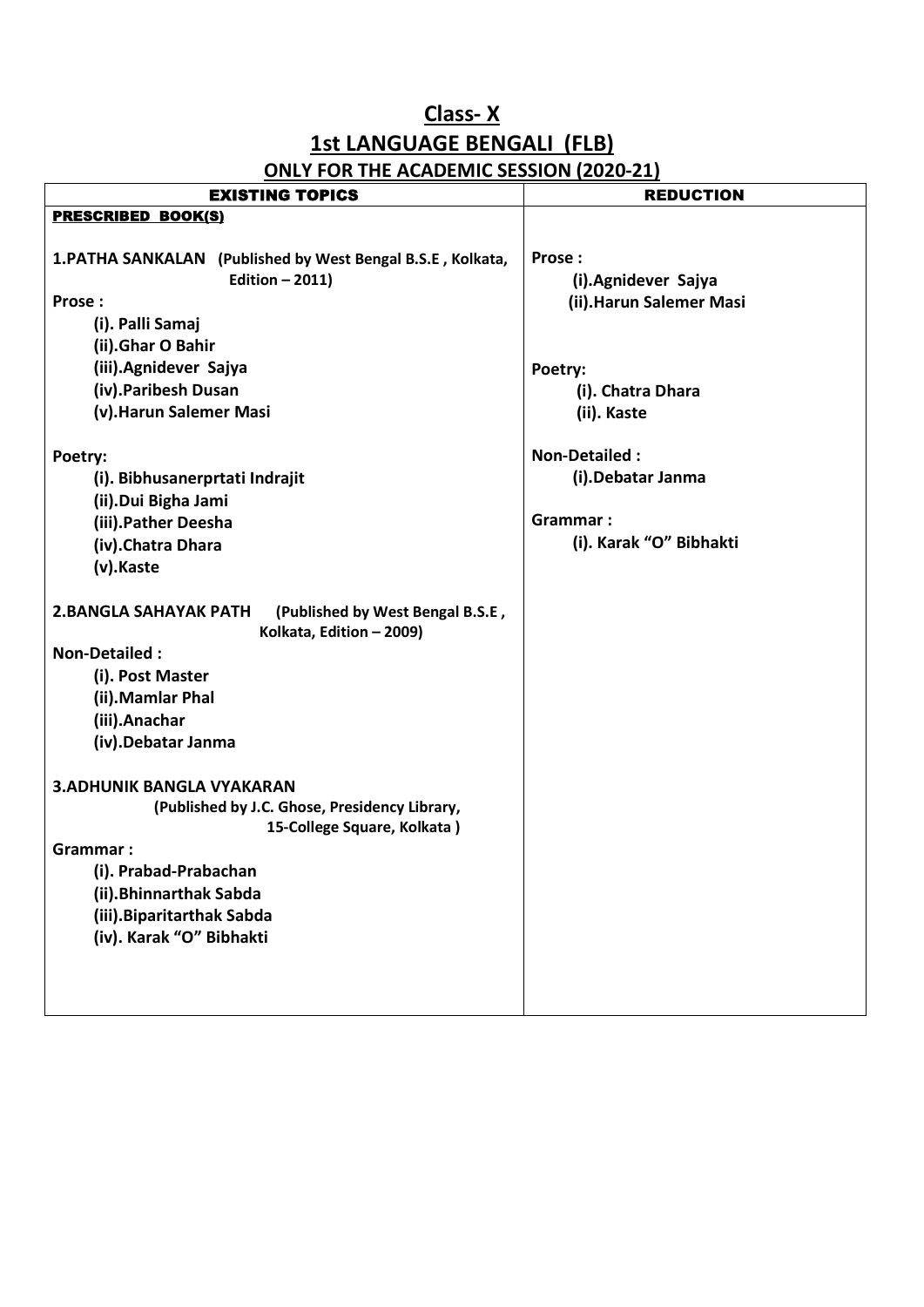# Class- X

## 1st LANGUAGE BENGALI (FLB)

### ONLY FOR THE ACADEMIC SESSION (2020-21)

| EXISTING TOPICS | REDUCTION |
|---|---|
| **PRESCRIBED BOOK(S)** | |
| **1.PATHA SANKALAN** (Published by West Bengal B.S.E , Kolkata, Edition – 2011) | |
| **Prose :** | **Prose :** |
| (i). Palli Samaj | (i).Agnidever Sajya |
| (ii).Ghar O Bahir | (ii).Harun Salemer Masi |
| (iii).Agnidever Sajya | |
| (iv).Paribesh Dusan | |
| (v).Harun Salemer Masi | |
| **Poetry:** | **Poetry:** |
| (i). Bibhusanerprtati Indrajit | (i). Chatra Dhara |
| (ii).Dui Bigha Jami | (ii). Kaste |
| (iii).Pather Deesha | |
| (iv).Chatra Dhara | |
| (v).Kaste | |
| **2.BANGLA SAHAYAK PATH** (Published by West Bengal B.S.E , Kolkata, Edition – 2009) | |
| **Non-Detailed :** | **Non-Detailed :** |
| (i). Post Master | (i).Debatar Janma |
| (ii).Mamlar Phal | |
| (iii).Anachar | |
| (iv).Debatar Janma | |
| **3.ADHUNIK BANGLA VYAKARAN** (Published by J.C. Ghose, Presidency Library, 15-College Square, Kolkata ) | |
| **Grammar :** | **Grammar :** |
| (i). Prabad-Prabachan | (i). Karak "O" Bibhakti |
| (ii).Bhinnarthak Sabda | |
| (iii).Biparitarthak Sabda | |
| (iv). Karak "O" Bibhakti | |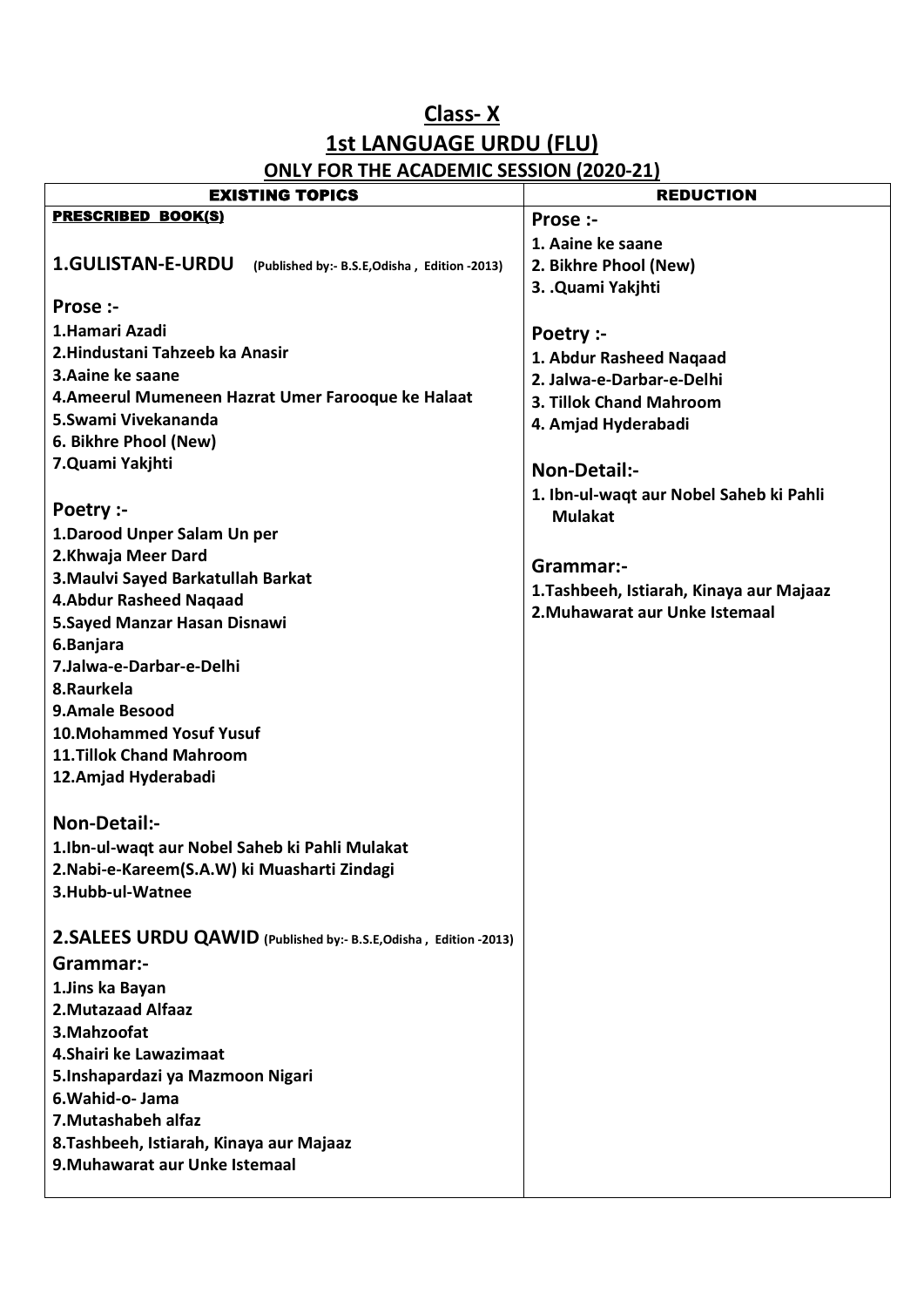## Class- X

## 1st LANGUAGE URDU (FLU)

### ONLY FOR THE ACADEMIC SESSION (2020-21)

| EXISTING TOPICS | REDUCTION |
|---|---|
| **PRESCRIBED BOOK(S)**<br><br>**1.GULISTAN-E-URDU** (Published by:- B.S.E,Odisha , Edition -2013)<br><br>**Prose :-**<br>**1.Hamari Azadi**<br>**2.Hindustani Tahzeeb ka Anasir**<br>**3.Aaine ke saane**<br>**4.Ameerul Mumeneen Hazrat Umer Farooque ke Halaat**<br>**5.Swami Vivekananda**<br>**6. Bikhre Phool (New)**<br>**7.Quami Yakjhti**<br><br>**Poetry :-**<br>**1.Darood Unper Salam Un per**<br>**2.Khwaja Meer Dard**<br>**3.Maulvi Sayed Barkatullah Barkat**<br>**4.Abdur Rasheed Naqaad**<br>**5.Sayed Manzar Hasan Disnawi**<br>**6.Banjara**<br>**7.Jalwa-e-Darbar-e-Delhi**<br>**8.Raurkela**<br>**9.Amale Besood**<br>**10.Mohammed Yosuf Yusuf**<br>**11.Tillok Chand Mahroom**<br>**12.Amjad Hyderabadi**<br><br>**Non-Detail:-**<br>**1.Ibn-ul-waqt aur Nobel Saheb ki Pahli Mulakat**<br>**2.Nabi-e-Kareem(S.A.W) ki Muasharti Zindagi**<br>**3.Hubb-ul-Watnee**<br><br>**2.SALEES URDU QAWID** (Published by:- B.S.E,Odisha , Edition -2013)<br>**Grammar:-**<br>**1.Jins ka Bayan**<br>**2.Mutazaad Alfaaz**<br>**3.Mahzoofat**<br>**4.Shairi ke Lawazimaat**<br>**5.Inshapardazi ya Mazmoon Nigari**<br>**6.Wahid-o- Jama**<br>**7.Mutashabeh alfaz**<br>**8.Tashbeeh, Istiarah, Kinaya aur Majaaz**<br>**9.Muhawarat aur Unke Istemaal** | **Prose :-**<br>**1. Aaine ke saane**<br>**2. Bikhre Phool (New)**<br>**3. .Quami Yakjhti**<br><br>**Poetry :-**<br>**1. Abdur Rasheed Naqaad**<br>**2. Jalwa-e-Darbar-e-Delhi**<br>**3. Tillok Chand Mahroom**<br>**4. Amjad Hyderabadi**<br><br>**Non-Detail:-**<br>**1. Ibn-ul-waqt aur Nobel Saheb ki Pahli Mulakat**<br><br>**Grammar:-**<br>**1.Tashbeeh, Istiarah, Kinaya aur Majaaz**<br>**2.Muhawarat aur Unke Istemaal** |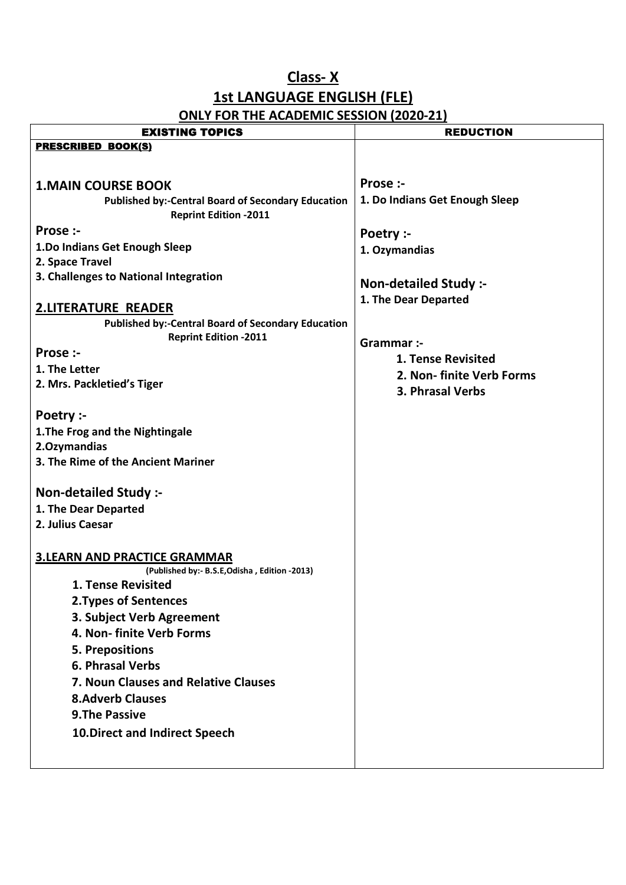# Class- X

## 1st LANGUAGE ENGLISH (FLE)

### ONLY FOR THE ACADEMIC SESSION (2020-21)

| EXISTING TOPICS | REDUCTION |
|---|---|
| **PRESCRIBED BOOK(S)**<br><br>**1.MAIN COURSE BOOK**<br>**Published by:-Central Board of Secondary Education Reprint Edition -2011**<br>**Prose :-**<br>**1.Do Indians Get Enough Sleep**<br>**2. Space Travel**<br>**3. Challenges to National Integration**<br><br>**2.LITERATURE READER**<br>**Published by:-Central Board of Secondary Education Reprint Edition -2011**<br>**Prose :-**<br>**1. The Letter**<br>**2. Mrs. Packletied's Tiger**<br><br>**Poetry :-**<br>**1.The Frog and the Nightingale**<br>**2.Ozymandias**<br>**3. The Rime of the Ancient Mariner**<br><br>**Non-detailed Study :-**<br>**1. The Dear Departed**<br>**2. Julius Caesar**<br><br>**3.LEARN AND PRACTICE GRAMMAR**<br>**(Published by:- B.S.E,Odisha , Edition -2013)**<br>**1. Tense Revisited**<br>**2.Types of Sentences**<br>**3. Subject Verb Agreement**<br>**4. Non- finite Verb Forms**<br>**5. Prepositions**<br>**6. Phrasal Verbs**<br>**7. Noun Clauses and Relative Clauses**<br>**8.Adverb Clauses**<br>**9.The Passive**<br>**10.Direct and Indirect Speech** | **Prose :-**<br>**1. Do Indians Get Enough Sleep**<br><br>**Poetry :-**<br>**1. Ozymandias**<br><br>**Non-detailed Study :-**<br>**1. The Dear Departed**<br><br>**Grammar :-**<br>**1. Tense Revisited**<br>**2. Non- finite Verb Forms**<br>**3. Phrasal Verbs** |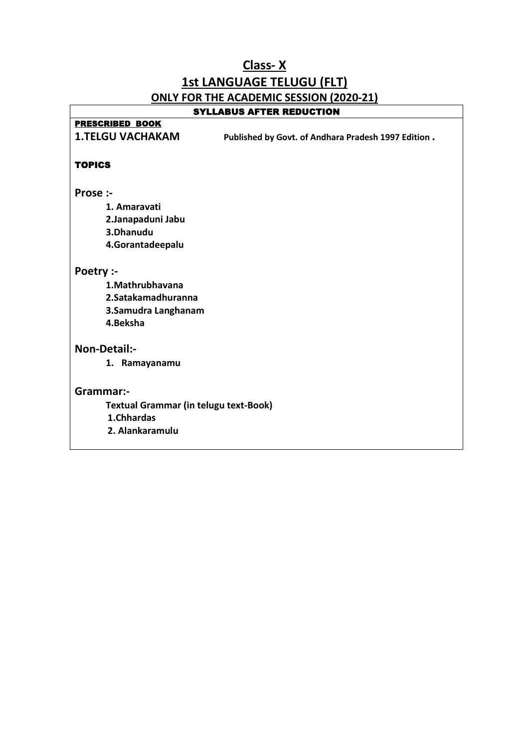# Class- X

## 1st LANGUAGE TELUGU (FLT)

### ONLY FOR THE ACADEMIC SESSION (2020-21)

**SYLLABUS AFTER REDUCTION**

**PRESCRIBED BOOK**

**1.TELGU VACHAKAM** **Published by Govt. of Andhara Pradesh 1997 Edition .**

**TOPICS**

**Prose :-**

1. **Amaravati**
2. **Janapaduni Jabu**
3. **Dhanudu**
4. **Gorantadeepalu**

**Poetry :-**

1. **Mathrubhavana**
2. **Satakamadhuranna**
3. **Samudra Langhanam**
4. **Beksha**

**Non-Detail:-**

1. **Ramayanamu**

**Grammar:-**

**Textual Grammar (in telugu text-Book)**

1. **Chhardas**
2. **Alankaramulu**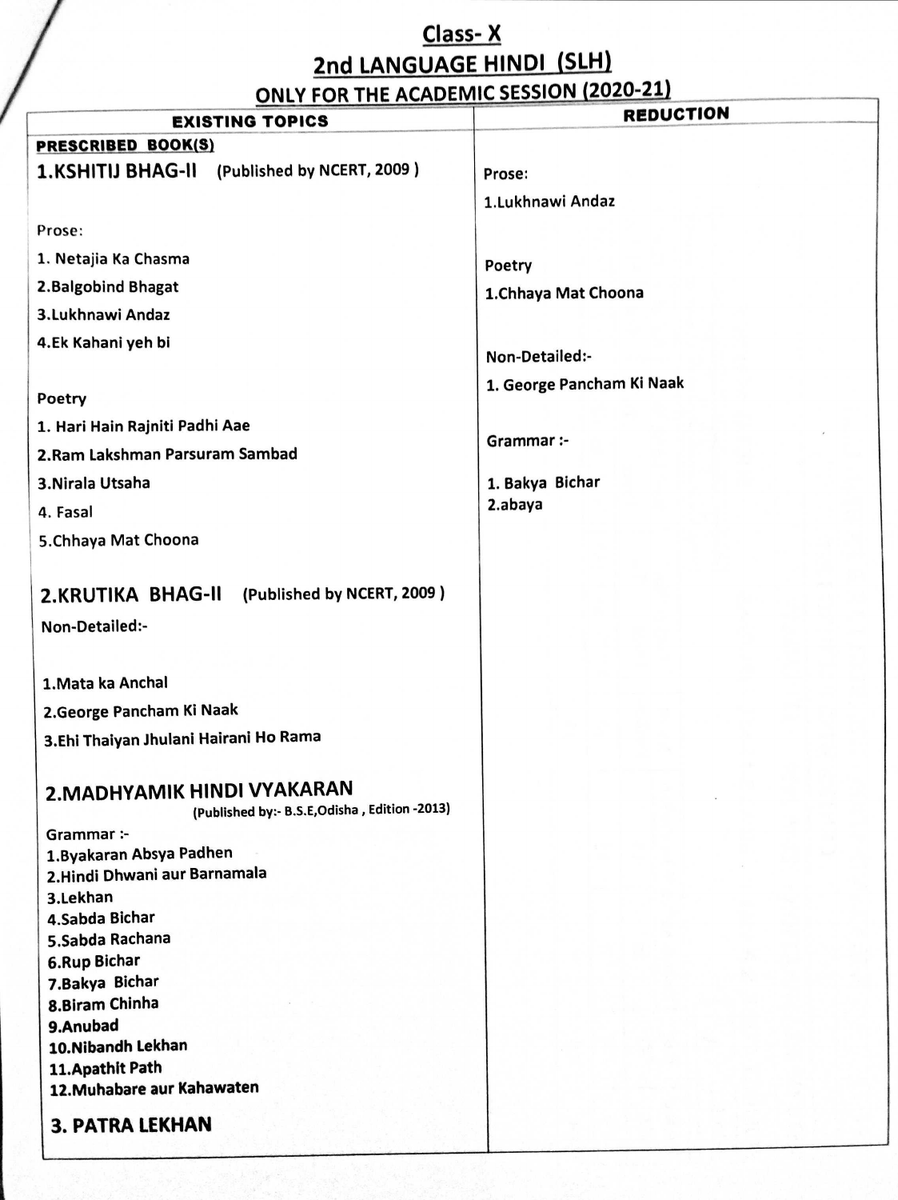# Class- X

## 2nd LANGUAGE HINDI (SLH)

### ONLY FOR THE ACADEMIC SESSION (2020-21)

| EXISTING TOPICS | REDUCTION |
|---|---|
| **PRESCRIBED BOOK(S)** | |
| **1.KSHITIJ BHAG-II** (Published by NCERT, 2009 ) | |
| Prose: | Prose: |
| 1. Netajia Ka Chasma | 1.Lukhnawi Andaz |
| 2.Balgobind Bhagat | |
| 3.Lukhnawi Andaz | |
| 4.Ek Kahani yeh bi | |
| Poetry | Poetry |
| 1. Hari Hain Rajniti Padhi Aae | 1.Chhaya Mat Choona |
| 2.Ram Lakshman Parsuram Sambad | |
| 3.Nirala Utsaha | |
| 4. Fasal | |
| 5.Chhaya Mat Choona | |
| **2.KRUTIKA BHAG-II** (Published by NCERT, 2009 ) | |
| Non-Detailed:- | Non-Detailed:- |
| 1.Mata ka Anchal | 1. George Pancham Ki Naak |
| 2.George Pancham Ki Naak | |
| 3.Ehi Thaiyan Jhulani Hairani Ho Rama | |
| **2.MADHYAMIK HINDI VYAKARAN** (Published by:- B.S.E,Odisha , Edition -2013) | |
| Grammar :- | Grammar :- |
| 1.Byakaran Absya Padhen | 1. Bakya Bichar |
| 2.Hindi Dhwani aur Barnamala | 2.abaya |
| 3.Lekhan | |
| 4.Sabda Bichar | |
| 5.Sabda Rachana | |
| 6.Rup Bichar | |
| 7.Bakya Bichar | |
| 8.Biram Chinha | |
| 9.Anubad | |
| 10.Nibandh Lekhan | |
| 11.Apathit Path | |
| 12.Muhabare aur Kahawaten | |
| **3. PATRA LEKHAN** | |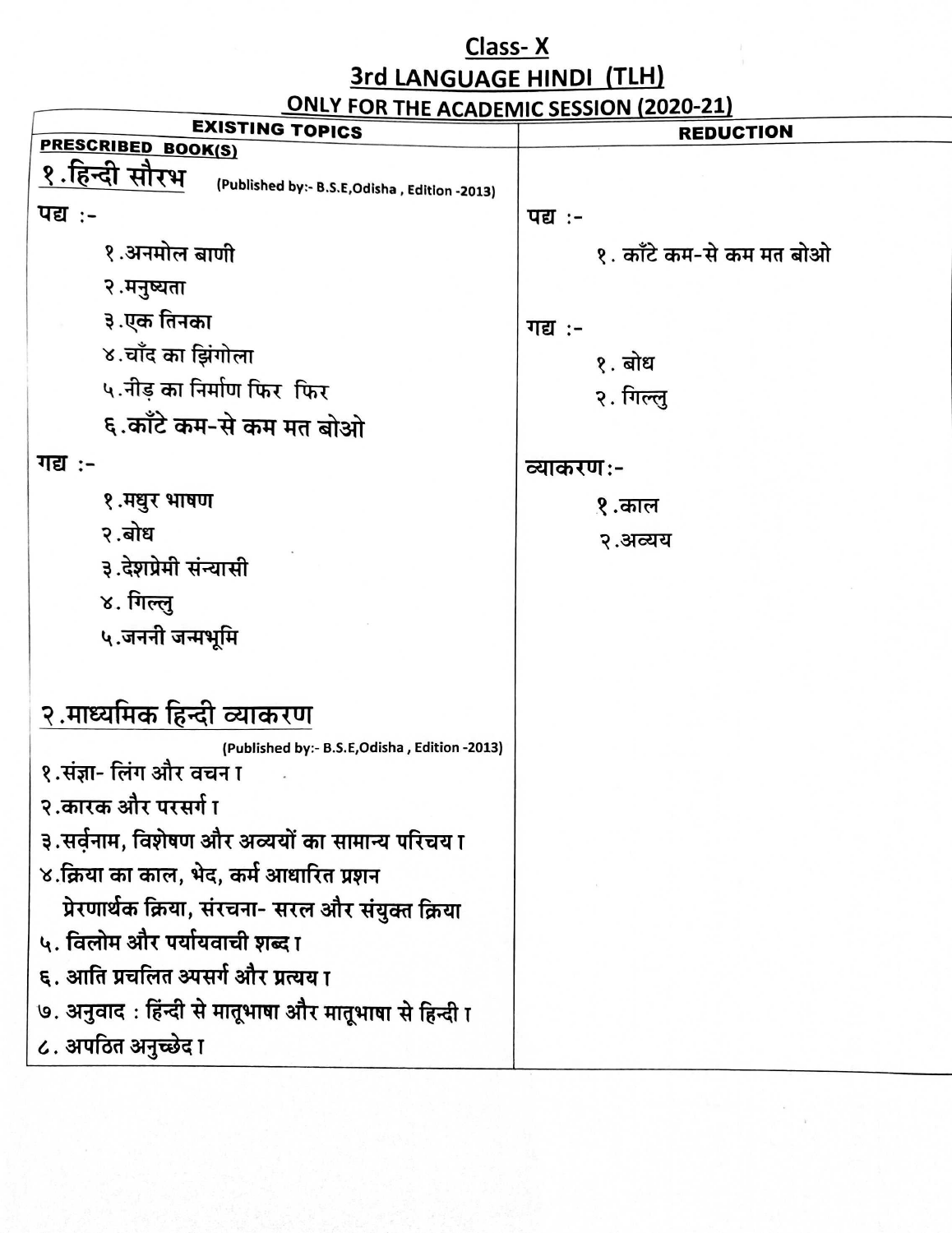# Class- X

## 3rd LANGUAGE HINDI (TLH)

### ONLY FOR THE ACADEMIC SESSION (2020-21)

| EXISTING TOPICS | REDUCTION |
|---|---|
| **PRESCRIBED BOOK(S)** | |
| **१.हिन्दी सौरभ** (Published by:- B.S.E,Odisha , Edition -2013) | |
| **पद्य :-** | **पद्य :-** |
| १.अनमोल बाणी | १. काँटे कम-से कम मत बोओ |
| २.मनुष्यता | |
| ३.एक तिनका | **गद्य :-** |
| ४.चाँद का झिंगोला | १. बोध |
| ५.नीड़ का निर्माण फिर फिर | २. गिल्लु |
| ६.काँटे कम-से कम मत बोओ | |
| **गद्य :-** | **व्याकरण:-** |
| १.मधुर भाषण | १.काल |
| २.बोध | २.अव्यय |
| ३.देशप्रेमी संन्यासी | |
| ४. गिल्लु | |
| ५.जननी जन्मभूमि | |
| **२.माध्यमिक हिन्दी व्याकरण** (Published by:- B.S.E,Odisha , Edition -2013) | |
| १.संज्ञा- लिंग और वचन। | |
| २.कारक और परसर्ग। | |
| ३.सर्वनाम, विशेषण और अव्ययों का सामान्य परिचय। | |
| ४.क्रिया का काल, भेद, कर्म आधारित प्रशन प्रेरणार्थक क्रिया, संरचना- सरल और संयुक्त क्रिया | |
| ५. विलोम और पर्यायवाची शब्द। | |
| ६. आति प्रचलित अपसर्ग और प्रत्यय। | |
| ७. अनुवाद : हिंन्दी से मातृभाषा और मातृभाषा से हिन्दी। | |
| ८. अपठित अनुच्छेद। | |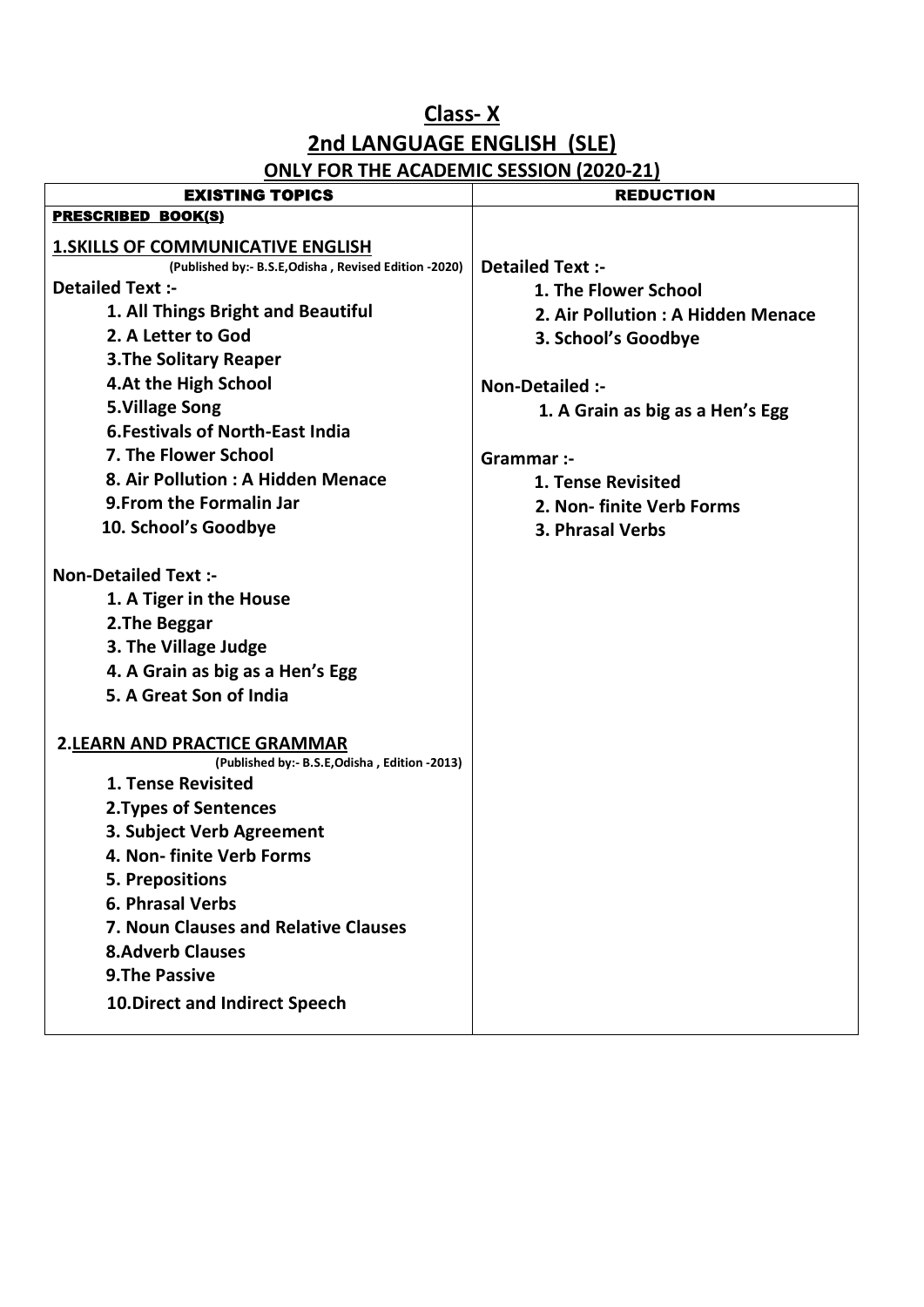# Class- X

## 2nd LANGUAGE ENGLISH (SLE)

### ONLY FOR THE ACADEMIC SESSION (2020-21)

| EXISTING TOPICS | REDUCTION |
|---|---|
| **PRESCRIBED BOOK(S)**<br><br>**1.SKILLS OF COMMUNICATIVE ENGLISH**<br>**(Published by:- B.S.E,Odisha , Revised Edition -2020)**<br>**Detailed Text :-**<br>**1. All Things Bright and Beautiful**<br>**2. A Letter to God**<br>**3.The Solitary Reaper**<br>**4.At the High School**<br>**5.Village Song**<br>**6.Festivals of North-East India**<br>**7. The Flower School**<br>**8. Air Pollution : A Hidden Menace**<br>**9.From the Formalin Jar**<br>**10. School's Goodbye**<br><br>**Non-Detailed Text :-**<br>**1. A Tiger in the House**<br>**2.The Beggar**<br>**3. The Village Judge**<br>**4. A Grain as big as a Hen's Egg**<br>**5. A Great Son of India**<br><br>**2.LEARN AND PRACTICE GRAMMAR**<br>**(Published by:- B.S.E,Odisha , Edition -2013)**<br>**1. Tense Revisited**<br>**2.Types of Sentences**<br>**3. Subject Verb Agreement**<br>**4. Non- finite Verb Forms**<br>**5. Prepositions**<br>**6. Phrasal Verbs**<br>**7. Noun Clauses and Relative Clauses**<br>**8.Adverb Clauses**<br>**9.The Passive**<br>**10.Direct and Indirect Speech** | **Detailed Text :-**<br>**1. The Flower School**<br>**2. Air Pollution : A Hidden Menace**<br>**3. School's Goodbye**<br><br>**Non-Detailed :-**<br>**1. A Grain as big as a Hen's Egg**<br><br>**Grammar :-**<br>**1. Tense Revisited**<br>**2. Non- finite Verb Forms**<br>**3. Phrasal Verbs** |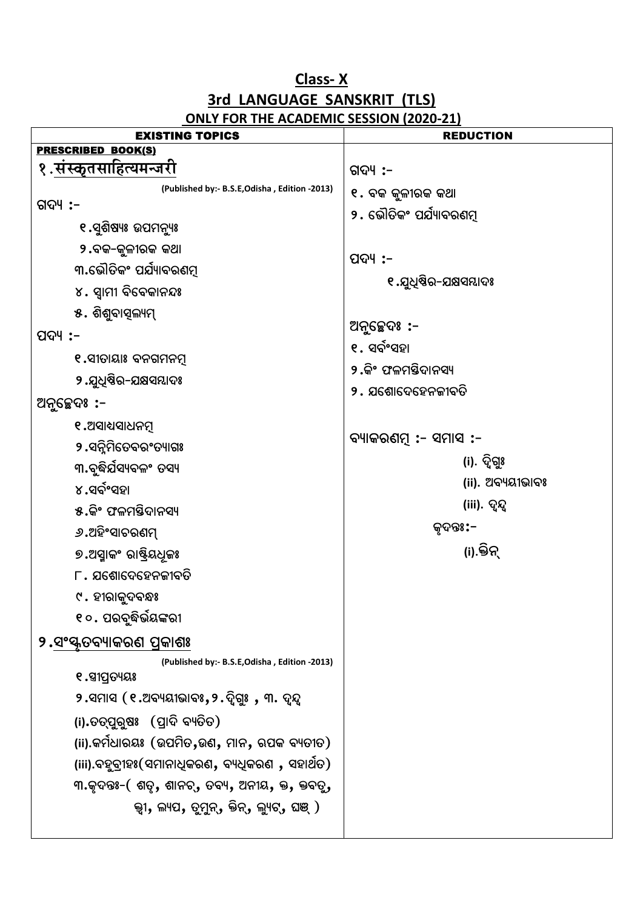## Class- X

## 3rd LANGUAGE SANSKRIT (TLS)

### ONLY FOR THE ACADEMIC SESSION (2020-21)

| EXISTING TOPICS | REDUCTION |
|---|---|
| **PRESCRIBED BOOK(S)**<br>**୧ .संस्कृतसाहित्यमन्जरी**<br>(Published by:- B.S.E,Odisha , Edition -2013)<br>ଗଦ୍ୟ :-<br>୧ .ସୁଶିଷ୍ୟଃ ଉପମନ୍ୟୁଃ<br>୨ .ବକ-କୁଳୀରକ କଥା<br>୩.ଭୌତିକଂ ପର୍ଯ୍ୟାବରଣମ୍<br>୪ . ସ୍ୱାମୀ ବିବେକାନନ୍ଦଃ<br>୫ . ଶିଶୁବାତ୍ସଲ୍ୟମ୍<br>ପଦ୍ୟ :-<br>୧ .ସୀତାୟାଃ ବନଗମନମ୍<br>୨ .ଯୁଧିଷ୍ଠିର-ଯକ୍ଷସମ୍ବାଦଃ<br>ଅନୁଚ୍ଛେଦଃ :-<br>୧ .ଅସାଧ୍ୟସାଧନମ୍<br>୨ .ସନ୍ନିମିତେବରଂତ୍ୟାଗଃ<br>୩.ବୁଦ୍ଧିର୍ଯସ୍ୟବଳଂ ତସ୍ୟ<br>୪ .ସର୍ବଂସହା<br>୫ .କିଂ ଫଳମସ୍ତିଦାନସ୍ୟ<br>୬.ଅହିଂସାଚରଣମ୍<br>୭.ଅସ୍ମାକଂ ରାଷ୍ଟ୍ରିୟଧ୍ୱଜଃ<br>୮ . ଯଶୋଦେହେନଜୀବତି<br>୯ . ହୀରାକୁଦବନ୍ଧଃ<br>୧୦ . ପରବୁଦ୍ଧିର୍ଭୟଙ୍କରୀ<br>**୨ .ସଂସ୍କୃତବ୍ୟାକରଣ ପ୍ରକାଶଃ**<br>(Published by:- B.S.E,Odisha , Edition -2013)<br>୧ .ସ୍ତ୍ରୀପ୍ରତ୍ୟୟଃ<br>୨ .ସମାସ ( ୧ .ଅବ୍ୟୟୀଭାବଃ, ୨ . ଦ୍ୱିଗୁଃ , ୩. ଦ୍ୱନ୍ଦ୍ୱ<br>(i).ତତ୍ପୁରୁଷଃ (ପ୍ରାଦି ବ୍ୟତିତ)<br>(ii).କର୍ମଧାରୟଃ (ଉପମିତ,ଉଣ, ମାନ, ଉପକ ବ୍ୟତୀତ)<br>(iii).ବହୁବ୍ରୀହିଃ(ସମାନାଧିକରଣ, ବ୍ୟଧିକରଣ , ସହାର୍ଥତ)<br>୩.କୃଦନ୍ତଃ-( ଶତୃ, ଶାନଚ୍, ତବ୍ୟ, ଅନୀୟ, କ୍ତ, କ୍ତବତୁ, କ୍ତ୍ୱୀ, ଲ୍ୟପ, ତୁମୁନ୍, କ୍ତିନ୍, ଲ୍ୟୁଟ୍, ଘଞ୍ ) | ଗଦ୍ୟ :-<br>୧ . ବକ କୁଳୀରକ କଥା<br>୨ . ଭୌତିକଂ ପର୍ଯ୍ୟାବରଣମ୍<br><br>ପଦ୍ୟ :-<br>୧ .ଯୁଧିଷ୍ଠିର-ଯକ୍ଷସମ୍ବାଦଃ<br><br>ଅନୁଚ୍ଛେଦଃ :-<br>୧ . ସର୍ବଂସହା<br>୨ .କିଂ ଫଳମସ୍ତିଦାନସ୍ୟ<br>୨ . ଯଶୋଦେହେନଜୀବତି<br><br>ବ୍ୟାକରଣମ୍ :- ସମାସ :-<br>(i). ଦ୍ୱିଗୁଃ<br>(ii). ଅବ୍ୟୟୀଭାବଃ<br>(iii). ଦ୍ୱନ୍ଦ୍ୱ<br>କୃଦନ୍ତଃ:-<br>(i).କ୍ତିନ୍ |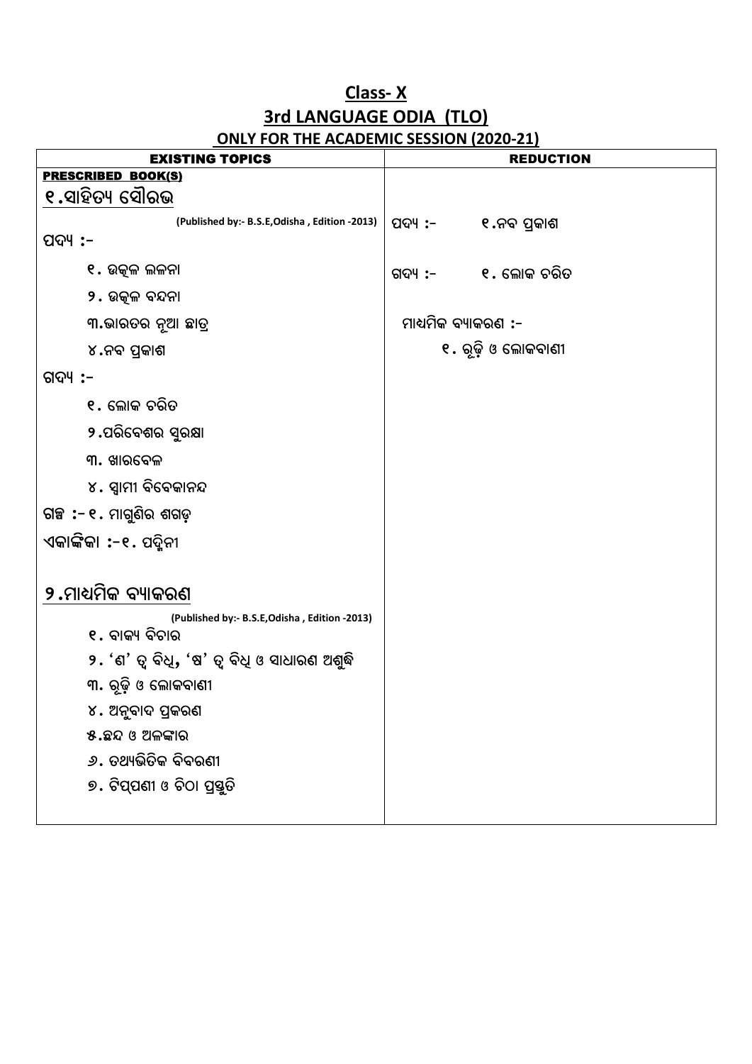**Class- X**

**3rd LANGUAGE ODIA (TLO)**

**ONLY FOR THE ACADEMIC SESSION (2020-21)**

| EXISTING TOPICS | REDUCTION |
|---|---|
| **PRESCRIBED BOOK(S)** | |
| **୧.ସାହିତ୍ୟ ସୌରଭ** | |
| (Published by:- B.S.E,Odisha , Edition -2013) | ପଦ୍ୟ :- ୧.ନବ ପ୍ରକାଶ |
| ପଦ୍ୟ :- | |
| ୧. ଉତ୍କଳ ଲଳନା | ଗଦ୍ୟ :- ୧. ଲୋକ ଚରିତ |
| ୨. ଉତ୍କଳ ବନ୍ଦନା | |
| ୩.ଭାରତର ନୂଆ ଛାତ୍ର | ମାଧ୍ୟମିକ ବ୍ୟାକରଣ :- |
| ୪.ନବ ପ୍ରକାଶ | ୧. ରୂଢ଼ି ଓ ଲୋକବାଣୀ |
| ଗଦ୍ୟ :- | |
| ୧. ଲୋକ ଚରିତ | |
| ୨.ପରିବେଶର ସୁରକ୍ଷା | |
| ୩. ଖାରବେଳ | |
| ୪. ସ୍ୱାମୀ ବିବେକାନନ୍ଦ | |
| ଗଳ୍ପ :- ୧. ମାଗୁଣିର ଶଗଡ଼ | |
| ଏକାଙ୍କିକା :-୧. ପଦ୍ମିନୀ | |
| **୨.ମାଧ୍ୟମିକ ବ୍ୟାକରଣ** | |
| (Published by:- B.S.E,Odisha , Edition -2013) | |
| ୧. ବାକ୍ୟ ବିଚାର | |
| ୨. 'ଣ' ତ୍ୱ ବିଧି, 'ଷ' ତ୍ୱ ବିଧି ଓ ସାଧାରଣ ଅଶୁଦ୍ଧି | |
| ୩. ରୂଢ଼ି ଓ ଲୋକବାଣୀ | |
| ୪. ଅନୁବାଦ ପ୍ରକରଣ | |
| ୫.ଛନ୍ଦ ଓ ଅଳଙ୍କାର | |
| ୬. ତଥ୍ୟଭିତିକ ବିବରଣୀ | |
| ୭. ଟିପ୍ପଣୀ ଓ ଚିଠା ପ୍ରସ୍ତୁତି | |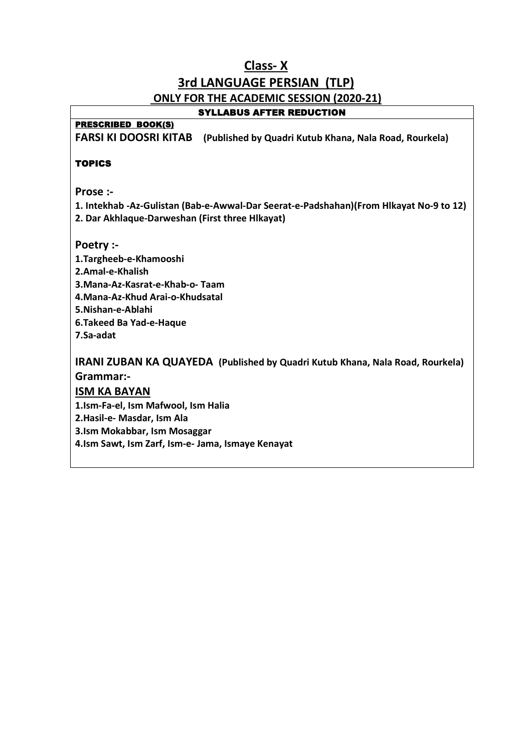# Class- X

## 3rd LANGUAGE PERSIAN (TLP)

### ONLY FOR THE ACADEMIC SESSION (2020-21)

**SYLLABUS AFTER REDUCTION**

**PRESCRIBED BOOK(S)**

**FARSI KI DOOSRI KITAB (Published by Quadri Kutub Khana, Nala Road, Rourkela)**

**TOPICS**

**Prose :-**

**1. Intekhab -Az-Gulistan (Bab-e-Awwal-Dar Seerat-e-Padshahan)(From HIkayat No-9 to 12)**
**2. Dar Akhlaque-Darweshan (First three HIkayat)**

**Poetry :-**

**1.Targheeb-e-Khamooshi**
**2.Amal-e-Khalish**
**3.Mana-Az-Kasrat-e-Khab-o- Taam**
**4.Mana-Az-Khud Arai-o-Khudsatal**
**5.Nishan-e-Ablahi**
**6.Takeed Ba Yad-e-Haque**
**7.Sa-adat**

**IRANI ZUBAN KA QUAYEDA (Published by Quadri Kutub Khana, Nala Road, Rourkela)**

**Grammar:-**

**ISM KA BAYAN**

**1.Ism-Fa-el, Ism Mafwool, Ism Halia**
**2.Hasil-e- Masdar, Ism Ala**
**3.Ism Mokabbar, Ism Mosaggar**
**4.Ism Sawt, Ism Zarf, Ism-e- Jama, Ismaye Kenayat**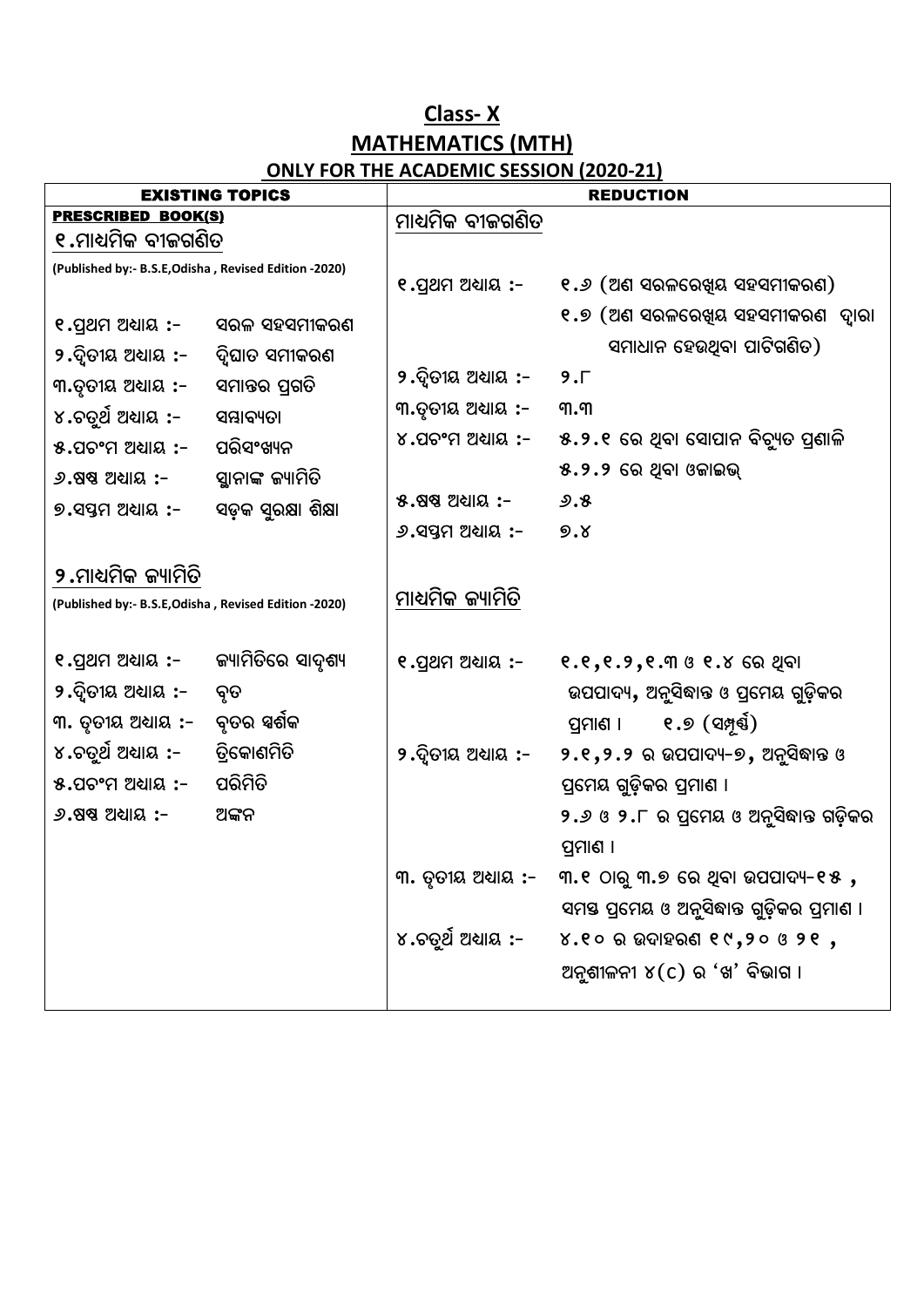# Class- X

## MATHEMATICS (MTH)

### ONLY FOR THE ACADEMIC SESSION (2020-21)

| EXISTING TOPICS | | REDUCTION | |
|---|---|---|---|
| **PRESCRIBED BOOK(S)** | | ମାଧ୍ୟମିକ ବୀଜଗଣିତ | |
| **୧.ମାଧ୍ୟମିକ ବୀଜଗଣିତ** | | | |
| (Published by:- B.S.E,Odisha , Revised Edition -2020) | | ୧.ପ୍ରଥମ ଅଧ୍ୟାୟ :- | ୧.୬ (ଅଣ ସରଳରେଖିୟ ସହସମୀକରଣ) |
| ୧.ପ୍ରଥମ ଅଧ୍ୟାୟ :- | ସରଳ ସହସମୀକରଣ | | ୧.୭ (ଅଣ ସରଳରେଖିୟ ସହସମୀକରଣ ଦ୍ୱାରା ସମାଧାନ ହେଉଥିବା ପାଟିଗଣିତ) |
| ୨.ଦ୍ୱିତୀୟ ଅଧ୍ୟାୟ :- | ଦ୍ୱିଘାତ ସମୀକରଣ | ୨.ଦ୍ୱିତୀୟ ଅଧ୍ୟାୟ :- | ୨.୮ |
| ୩.ତୃତୀୟ ଅଧ୍ୟାୟ :- | ସମାନ୍ତର ପ୍ରଗତି | ୩.ତୃତୀୟ ଅଧ୍ୟାୟ :- | ୩.୩ |
| ୪.ଚତୁର୍ଥ ଅଧ୍ୟାୟ :- | ସମ୍ଭାବ୍ୟତା | ୪.ପଚଂମ ଅଧ୍ୟାୟ :- | ୫.୨.୧ ରେ ଥିବା ସୋପାନ ବିଚ୍ୟୁତ ପ୍ରଣାଳି |
| ୫.ପଚଂମ ଅଧ୍ୟାୟ :- | ପରିସଂଖ୍ୟନ | | ୫.୨.୨ ରେ ଥିବା ଓଜାଇଭ୍ |
| ୬.ଷଷ୍ଠ ଅଧ୍ୟାୟ :- | ସ୍ଥାନାଙ୍କ ଜ୍ୟାମିତି | ୫.ଷଷ୍ଠ ଅଧ୍ୟାୟ :- | ୬.୫ |
| ୭.ସପ୍ତମ ଅଧ୍ୟାୟ :- | ସଡ଼କ ସୁରକ୍ଷା ଶିକ୍ଷା | ୬.ସପ୍ତମ ଅଧ୍ୟାୟ :- | ୭.୪ |
| **୨.ମାଧ୍ୟମିକ ଜ୍ୟାମିତି** | | ମାଧ୍ୟମିକ ଜ୍ୟାମିତି | |
| (Published by:- B.S.E,Odisha , Revised Edition -2020) | | | |
| ୧.ପ୍ରଥମ ଅଧ୍ୟାୟ :- | ଜ୍ୟାମିତିରେ ସାଦୃଶ୍ୟ | ୧.ପ୍ରଥମ ଅଧ୍ୟାୟ :- | ୧.୧,୧.୨,୧.୩ ଓ ୧.୪ ରେ ଥିବା ଉପପାଦ୍ୟ, ଅନୁସିଦ୍ଧାନ୍ତ ଓ ପ୍ରମେୟ ଗୁଡ଼ିକର ପ୍ରମାଣ । ୧.୭ (ସମ୍ପୂର୍ଣ୍ଣ) |
| ୨.ଦ୍ୱିତୀୟ ଅଧ୍ୟାୟ :- | ବୃତ | ୨.ଦ୍ୱିତୀୟ ଅଧ୍ୟାୟ :- | ୨.୧,୨.୨ ର ଉପପାଦ୍ୟ-୭, ଅନୁସିଦ୍ଧାନ୍ତ ଓ ପ୍ରମେୟ ଗୁଡ଼ିକର ପ୍ରମାଣ । |
| ୩. ତୃତୀୟ ଅଧ୍ୟାୟ :- | ବୃତର ସ୍ପର୍ଶକ | | ୨.୬ ଓ ୨.୮ ର ପ୍ରମେୟ ଓ ଅନୁସିଦ୍ଧାନ୍ତ ଗଡ଼ିକର ପ୍ରମାଣ । |
| ୪.ଚତୁର୍ଥ ଅଧ୍ୟାୟ :- | ତ୍ରିକୋଣମିତି | ୩. ତୃତୀୟ ଅଧ୍ୟାୟ :- | ୩.୧ ଠାରୁ ୩.୭ ରେ ଥିବା ଉପପାଦ୍ୟ-୧୫ , ସମସ୍ତ ପ୍ରମେୟ ଓ ଅନୁସିଦ୍ଧାନ୍ତ ଗୁଡ଼ିକର ପ୍ରମାଣ । |
| ୫.ପଚଂମ ଅଧ୍ୟାୟ :- | ପରିମିତି | ୪.ଚତୁର୍ଥ ଅଧ୍ୟାୟ :- | ୪.୧୦ ର ଉଦାହରଣ ୧୯,୨୦ ଓ ୨୧ , ଅନୁଶୀଳନୀ ୪(c) ର 'ଖ' ବିଭାଗ । |
| ୬.ଷଷ୍ଠ ଅଧ୍ୟାୟ :- | ଅଙ୍କନ | | |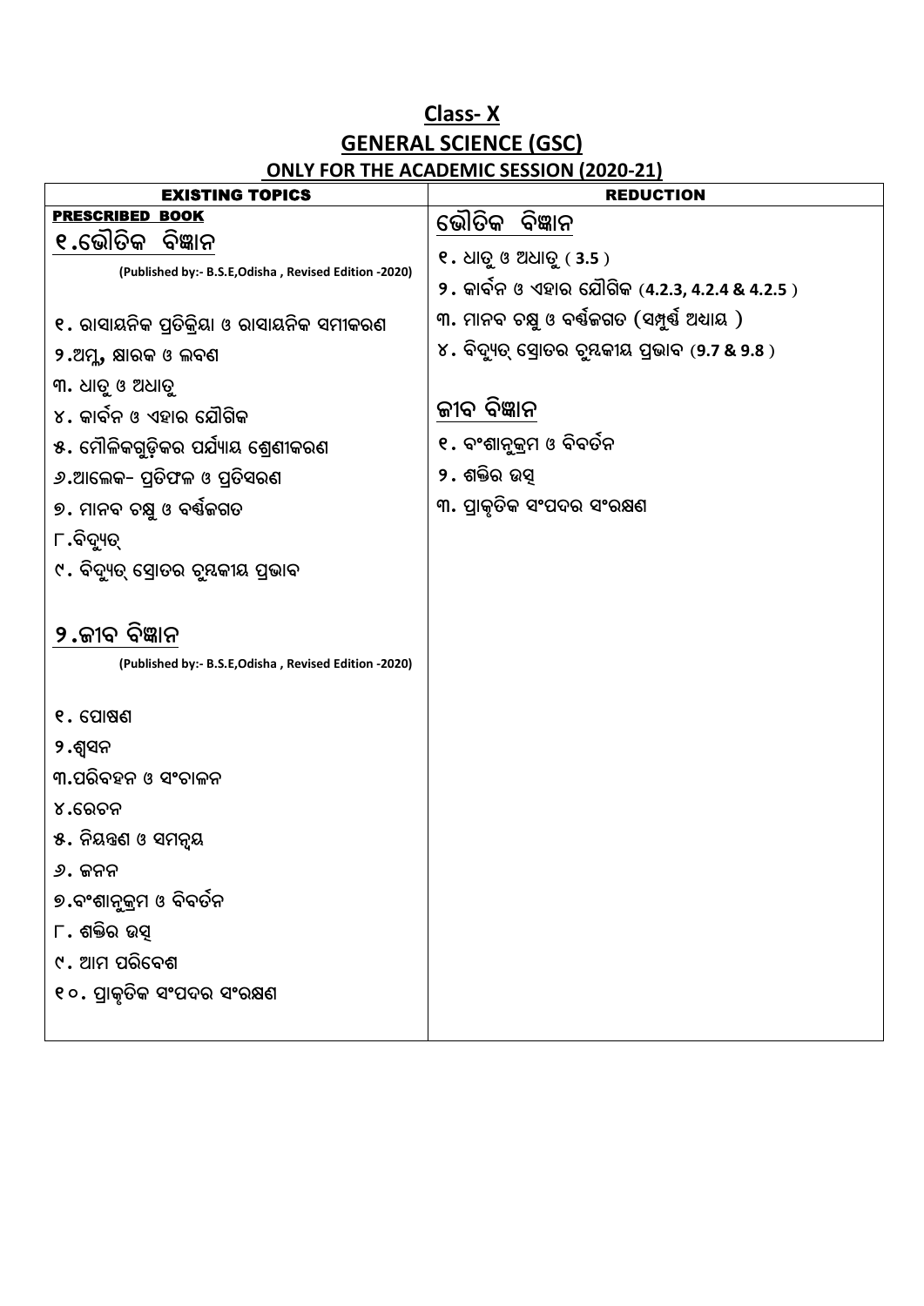## Class- X

## GENERAL SCIENCE (GSC)

### ONLY FOR THE ACADEMIC SESSION (2020-21)

| EXISTING TOPICS | REDUCTION |
|---|---|
| **PRESCRIBED BOOK** | |
| **୧.ଭୌତିକ ବିଜ୍ଞାନ** | **ଭୌତିକ ବିଜ୍ଞାନ** |
| (Published by:- B.S.E,Odisha , Revised Edition -2020) | ୧. ଧାତୁ ଓ ଅଧାତୁ ( 3.5 ) |
| | ୨. କାର୍ବନ ଓ ଏହାର ଯୌଗିକ (4.2.3, 4.2.4 & 4.2.5 ) |
| ୧. ରାସାୟନିକ ପ୍ରତିକ୍ରିୟା ଓ ରାସାୟନିକ ସମୀକରଣ | ୩. ମାନବ ଚକ୍ଷୁ ଓ ବର୍ଣ୍ଣଜଗତ (ସମ୍ପୂର୍ଣ୍ଣ ଅଧ୍ୟାୟ ) |
| ୨.ଅମ୍ଳ, କ୍ଷାରକ ଓ ଲବଣ | ୪. ବିଦ୍ୟୁତ୍ ସ୍ରୋତର ଚୁମ୍ବକୀୟ ପ୍ରଭାବ (9.7 & 9.8 ) |
| ୩. ଧାତୁ ଓ ଅଧାତୁ | |
| ୪. କାର୍ବନ ଓ ଏହାର ଯୌଗିକ | **ଜୀବ ବିଜ୍ଞାନ** |
| ୫. ମୌଳିକଗୁଡ଼ିକର ପର୍ଯ୍ୟାୟ ଶ୍ରେଣୀକରଣ | ୧. ବଂଶାନୁକ୍ରମ ଓ ବିବର୍ତନ |
| ୬.ଆଲୋକ- ପ୍ରତିଫଳ ଓ ପ୍ରତିସରଣ | ୨. ଶକ୍ତିର ଉତ୍ସ |
| ୭. ମାନବ ଚକ୍ଷୁ ଓ ବର୍ଣ୍ଣଜଗତ | ୩. ପ୍ରାକୃତିକ ସଂପଦର ସଂରକ୍ଷଣ |
| ୮.ବିଦ୍ୟୁତ୍ | |
| ୯. ବିଦ୍ୟୁତ୍ ସ୍ରୋତର ଚୁମ୍ବକୀୟ ପ୍ରଭାବ | |
| **୨.ଜୀବ ବିଜ୍ଞାନ** | |
| (Published by:- B.S.E,Odisha , Revised Edition -2020) | |
| ୧. ପୋଷଣ | |
| ୨.ଶ୍ୱସନ | |
| ୩.ପରିବହନ ଓ ସଂଚାଳନ | |
| ୪.ରେଚନ | |
| ୫. ନିୟନ୍ତ୍ରଣ ଓ ସମନ୍ୱୟ | |
| ୬. ଜନନ | |
| ୭.ବଂଶାନୁକ୍ରମ ଓ ବିବର୍ତନ | |
| ୮. ଶକ୍ତିର ଉତ୍ସ | |
| ୯. ଆମ ପରିବେଶ | |
| ୧୦. ପ୍ରାକୃତିକ ସଂପଦର ସଂରକ୍ଷଣ | |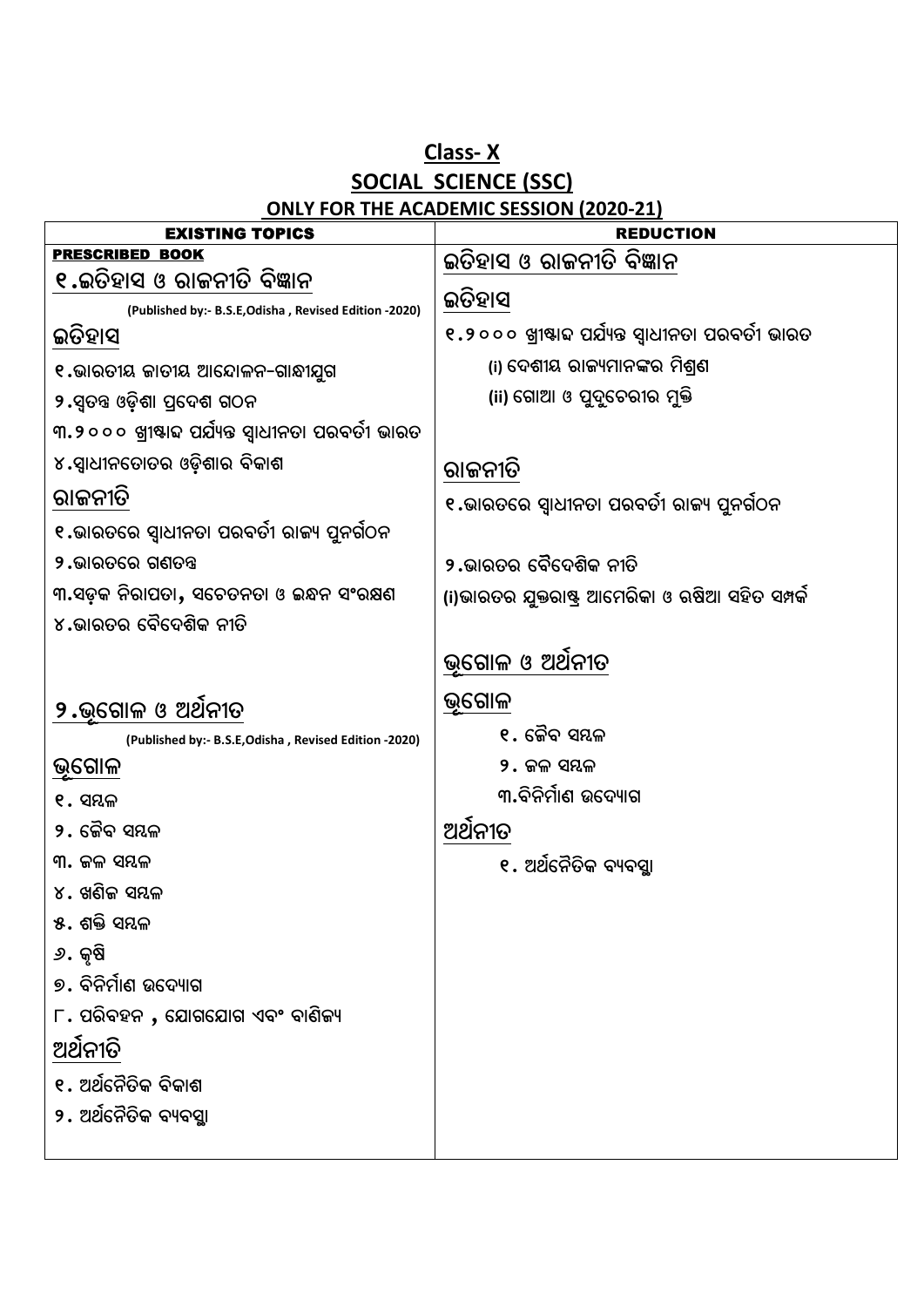# Class- X

## SOCIAL SCIENCE (SSC)

### ONLY FOR THE ACADEMIC SESSION (2020-21)

| EXISTING TOPICS | REDUCTION |
|---|---|
| **PRESCRIBED BOOK** | |
| **୧.ଇତିହାସ ଓ ରାଜନୀତି ବିଜ୍ଞାନ** | **ଇତିହାସ ଓ ରାଜନୀତି ବିଜ୍ଞାନ** |
| (Published by:- B.S.E,Odisha , Revised Edition -2020) | **ଇତିହାସ** |
| **ଇତିହାସ** | ୧.୨୦୦୦ ଖ୍ରୀଷ୍ଟାବ୍ଦ ପର୍ଯ୍ୟନ୍ତ ସ୍ୱାଧୀନତା ପରବର୍ତୀ ଭାରତ |
| ୧.ଭାରତୀୟ ଜାତୀୟ ଆନ୍ଦୋଳନ-ଗାନ୍ଧୀଯୁଗ | (i) ଦେଶୀୟ ରାଜ୍ୟମାନଙ୍କର ମିଶ୍ରଣ |
| ୨.ସ୍ୱତନ୍ତ୍ର ଓଡ଼ିଶା ପ୍ରଦେଶ ଗଠନ | (ii) ଗୋଆ ଓ ପୁଦୁଚେରୀର ମୁକ୍ତି |
| ୩.୨୦୦୦ ଖ୍ରୀଷ୍ଟାବ୍ଦ ପର୍ଯ୍ୟନ୍ତ ସ୍ୱାଧୀନତା ପରବର୍ତୀ ଭାରତ | |
| ୪.ସ୍ୱାଧୀନତୋତର ଓଡ଼ିଶାର ବିକାଶ | **ରାଜନୀତି** |
| **ରାଜନୀତି** | ୧.ଭାରତରେ ସ୍ୱାଧୀନତା ପରବର୍ତୀ ରାଜ୍ୟ ପୁନର୍ଗଠନ |
| ୧.ଭାରତରେ ସ୍ୱାଧୀନତା ପରବର୍ତୀ ରାଜ୍ୟ ପୁନର୍ଗଠନ | |
| ୨.ଭାରତରେ ଗଣତନ୍ତ୍ର | ୨.ଭାରତର ବୈଦେଶିକ ନୀତି |
| ୩.ସଡ଼କ ନିରାପତା, ସଚେତନତା ଓ ଇନ୍ଧନ ସଂରକ୍ଷଣ | (i)ଭାରତର ଯୁକ୍ତରାଷ୍ଟ୍ର ଆମେରିକା ଓ ଋଷିଆ ସହିତ ସମ୍ପର୍କ |
| ୪.ଭାରତର ବୈଦେଶିକ ନୀତି | |
| | **ଭୂଗୋଳ ଓ ଅର୍ଥନୀତ** |
| **୨.ଭୂଗୋଳ ଓ ଅର୍ଥନୀତ** | **ଭୂଗୋଳ** |
| (Published by:- B.S.E,Odisha , Revised Edition -2020) | ୧. ଜୈବ ସମ୍ବଳ |
| **ଭୂଗୋଳ** | ୨. ଜଳ ସମ୍ବଳ |
| ୧. ସମ୍ବଳ | ୩.ବିନିର୍ମାଣ ଉଦ୍ୟୋଗ |
| ୨. ଜୈବ ସମ୍ବଳ | **ଅର୍ଥନୀତ** |
| ୩. ଜଳ ସମ୍ବଳ | ୧. ଅର୍ଥନୈତିକ ବ୍ୟବସ୍ଥା |
| ୪. ଖଣିଜ ସମ୍ବଳ | |
| ୫. ଶକ୍ତି ସମ୍ବଳ | |
| ୬. କୃଷି | |
| ୭. ବିନିର୍ମାଣ ଉଦ୍ୟୋଗ | |
| ୮. ପରିବହନ , ଯୋଗଯୋଗ ଏବଂ ବାଣିଜ୍ୟ | |
| **ଅର୍ଥନୀତି** | |
| ୧. ଅର୍ଥନୈତିକ ବିକାଶ | |
| ୨. ଅର୍ଥନୈତିକ ବ୍ୟବସ୍ଥା | |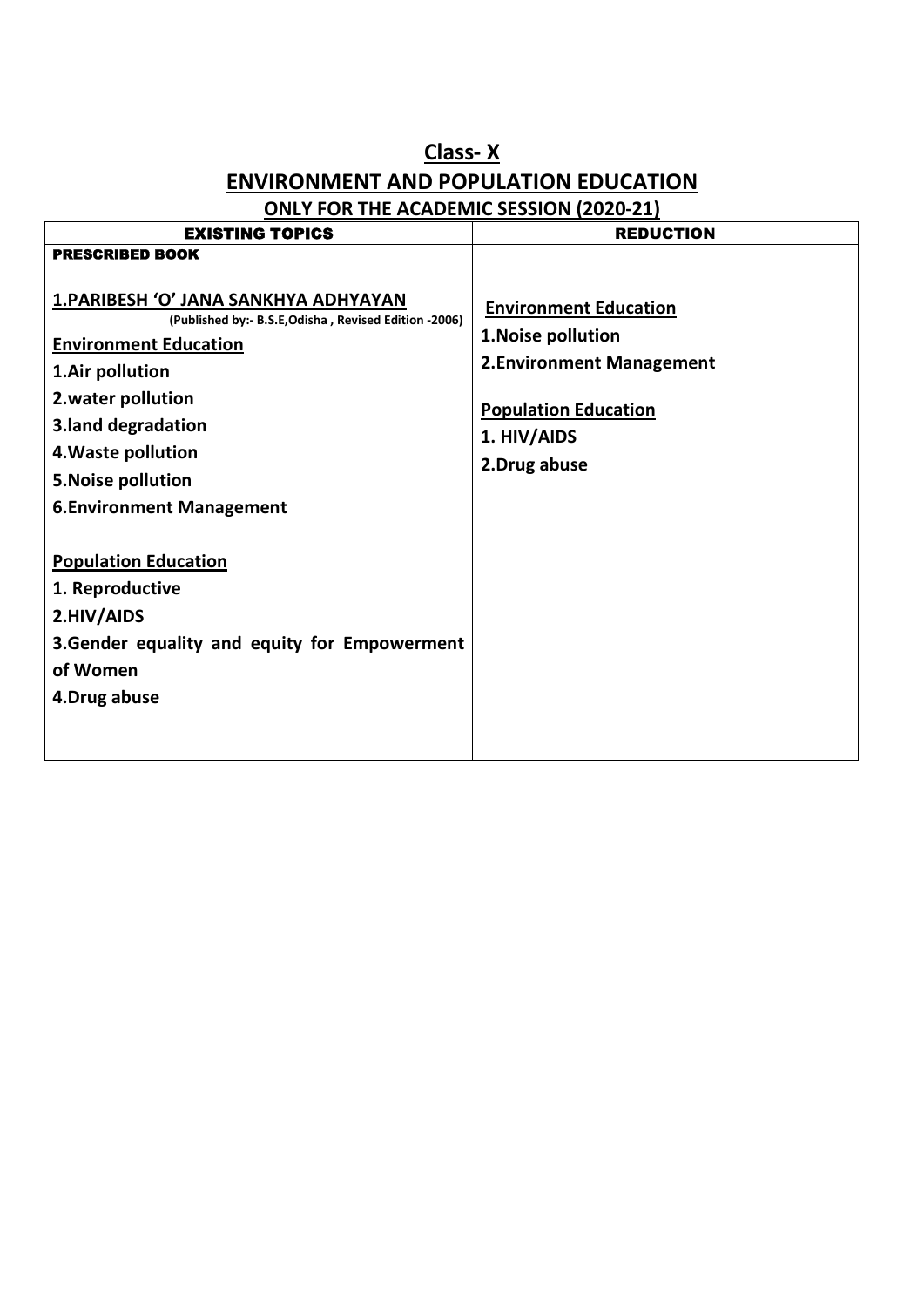# Class- X

## ENVIRONMENT AND POPULATION EDUCATION

### ONLY FOR THE ACADEMIC SESSION (2020-21)

| EXISTING TOPICS | REDUCTION |
|---|---|
| **PRESCRIBED BOOK**<br><br>**1.PARIBESH 'O' JANA SANKHYA ADHYAYAN**<br>**(Published by:- B.S.E,Odisha , Revised Edition -2006)**<br>**Environment Education**<br>**1.Air pollution**<br>**2.water pollution**<br>**3.land degradation**<br>**4.Waste pollution**<br>**5.Noise pollution**<br>**6.Environment Management**<br><br>**Population Education**<br>**1. Reproductive**<br>**2.HIV/AIDS**<br>**3.Gender equality and equity for Empowerment of Women**<br>**4.Drug abuse** | **Environment Education**<br>**1.Noise pollution**<br>**2.Environment Management**<br><br>**Population Education**<br>**1. HIV/AIDS**<br>**2.Drug abuse** |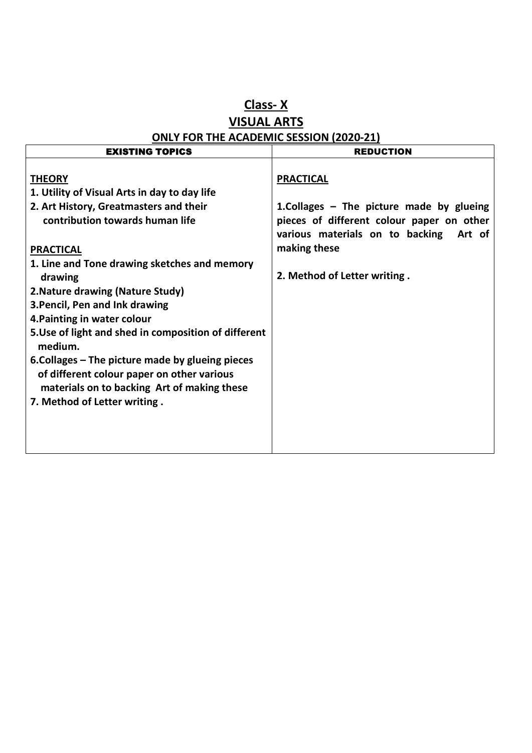# Class- X

## VISUAL ARTS

### ONLY FOR THE ACADEMIC SESSION (2020-21)

| EXISTING TOPICS | REDUCTION |
|---|---|
| **THEORY**<br>**1. Utility of Visual Arts in day to day life**<br>**2. Art History, Greatmasters and their contribution towards human life**<br><br>**PRACTICAL**<br>**1. Line and Tone drawing sketches and memory drawing**<br>**2.Nature drawing (Nature Study)**<br>**3.Pencil, Pen and Ink drawing**<br>**4.Painting in water colour**<br>**5.Use of light and shed in composition of different medium.**<br>**6.Collages – The picture made by glueing pieces of different colour paper on other various materials on to backing Art of making these**<br>**7. Method of Letter writing .** | **PRACTICAL**<br><br>**1.Collages – The picture made by glueing pieces of different colour paper on other various materials on to backing Art of making these**<br><br>**2. Method of Letter writing .** |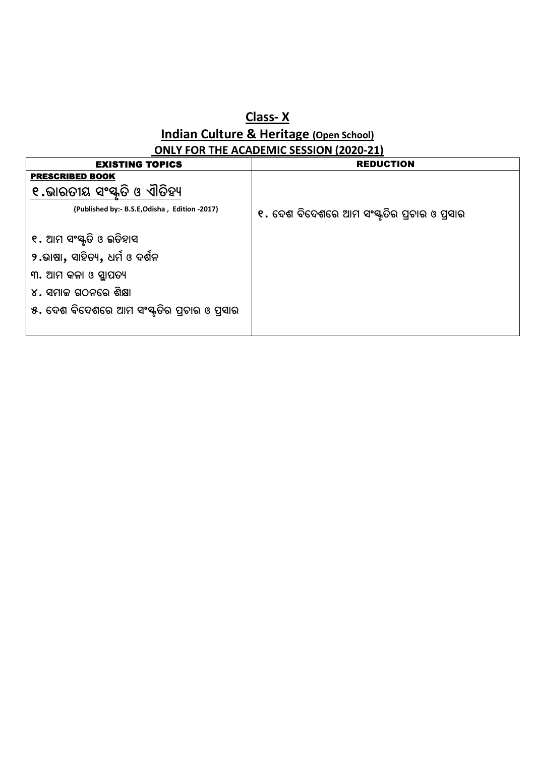# Class- X

## Indian Culture & Heritage (Open School)

### ONLY FOR THE ACADEMIC SESSION (2020-21)

| EXISTING TOPICS | REDUCTION |
|---|---|
| **PRESCRIBED BOOK**<br>**୧.ଭାରତୀୟ ସଂସ୍କୃତି ଓ ଐତିହ୍ୟ**<br>**(Published by:- B.S.E,Odisha , Edition -2017)**<br><br>୧. ଆମ ସଂସ୍କୃତି ଓ ଇତିହାସ<br>୨.ଭାଷା, ସାହିତ୍ୟ, ଧର୍ମ ଓ ଦର୍ଶନ<br>୩. ଆମ କଳା ଓ ସ୍ଥାପତ୍ୟ<br>୪. ସମାଜ ଗଠନରେ ଶିକ୍ଷା<br>୫. ଦେଶ ବିଦେଶରେ ଆମ ସଂସ୍କୃତିର ପ୍ରଚାର ଓ ପ୍ରସାର | ୧. ଦେଶ ବିଦେଶରେ ଆମ ସଂସ୍କୃତିର ପ୍ରଚାର ଓ ପ୍ରସାର |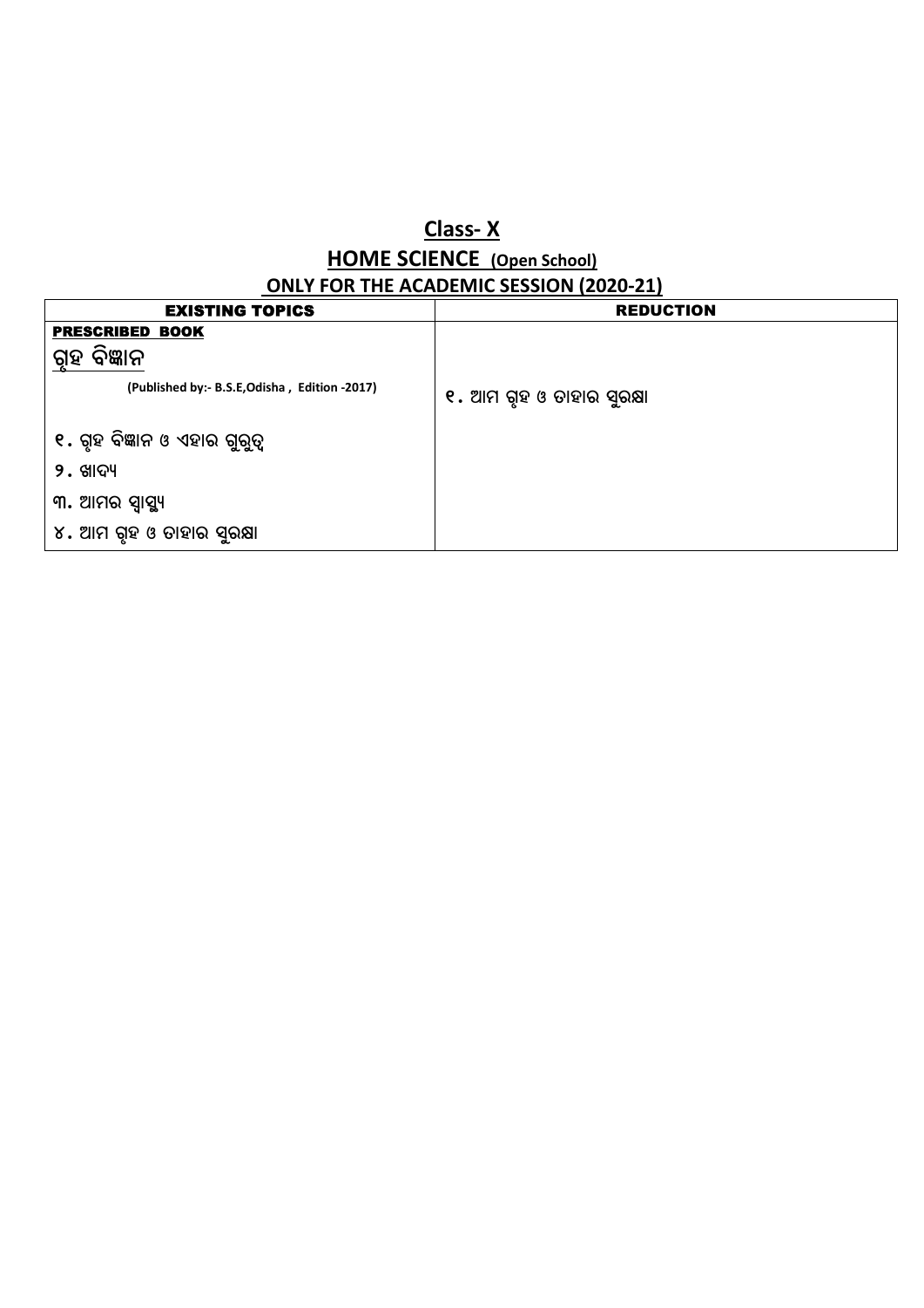# Class- X

## HOME SCIENCE (Open School)

### ONLY FOR THE ACADEMIC SESSION (2020-21)

| EXISTING TOPICS | REDUCTION |
|---|---|
| **PRESCRIBED BOOK**<br>**ଗୃହ ବିଜ୍ଞାନ**<br>**(Published by:- B.S.E,Odisha , Edition -2017)**<br><br>୧. ଗୃହ ବିଜ୍ଞାନ ଓ ଏହାର ଗୁରୁତ୍ୱ<br>୨. ଖାଦ୍ୟ<br>୩. ଆମର ସ୍ୱାସ୍ଥ୍ୟ<br>୪. ଆମ ଗୃହ ଓ ତାହାର ସୁରକ୍ଷା | ୧. ଆମ ଗୃହ ଓ ତାହାର ସୁରକ୍ଷା |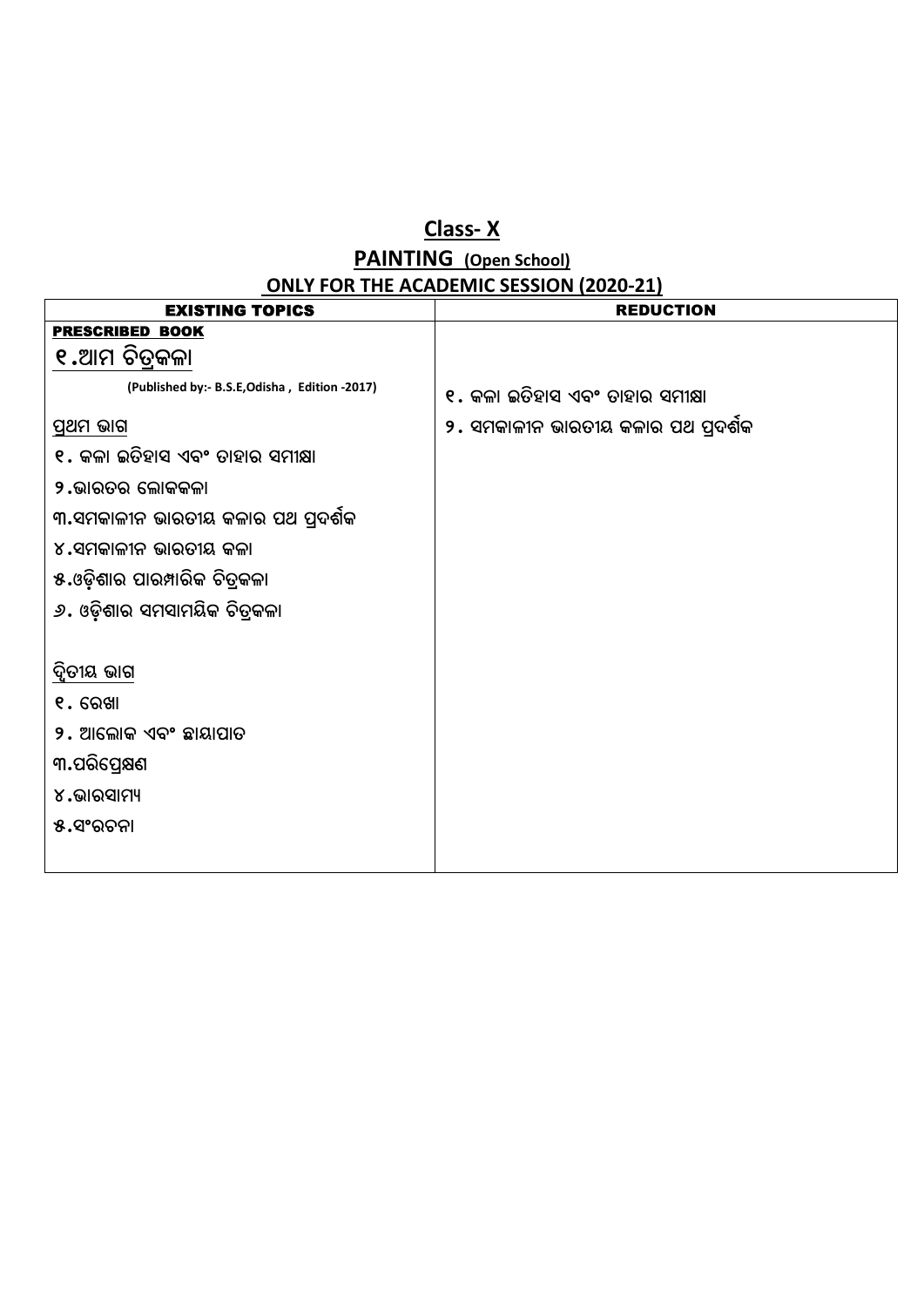# Class- X

## PAINTING (Open School)

### ONLY FOR THE ACADEMIC SESSION (2020-21)

| EXISTING TOPICS | REDUCTION |
|---|---|
| **PRESCRIBED BOOK**<br>**୧.ଆମ ଚିତ୍ରକଳା**<br>(Published by:- B.S.E,Odisha , Edition -2017)<br><br>ପ୍ରଥମ ଭାଗ<br>୧. କଳା ଇତିହାସ ଏବଂ ତାହାର ସମୀକ୍ଷା<br>୨.ଭାରତର ଲୋକକଳା<br>୩.ସମକାଳୀନ ଭାରତୀୟ କଳାର ପଥ ପ୍ରଦର୍ଶକ<br>୪.ସମକାଳୀନ ଭାରତୀୟ କଳା<br>୫.ଓଡ଼ିଶାର ପାରମ୍ପାରିକ ଚିତ୍ରକଳା<br>୬. ଓଡ଼ିଶାର ସମସାମୟିକ ଚିତ୍ରକଳା<br><br>ଦ୍ଵିତୀୟ ଭାଗ<br>୧. ରେଖା<br>୨. ଆଲୋକ ଏବଂ ଛାୟାପାତ<br>୩.ପରିପ୍ରେକ୍ଷଣ<br>୪.ଭାରସାମ୍ୟ<br>୫.ସଂରଚନା | ୧. କଳା ଇତିହାସ ଏବଂ ତାହାର ସମୀକ୍ଷା<br>୨. ସମକାଳୀନ ଭାରତୀୟ କଳାର ପଥ ପ୍ରଦର୍ଶକ |